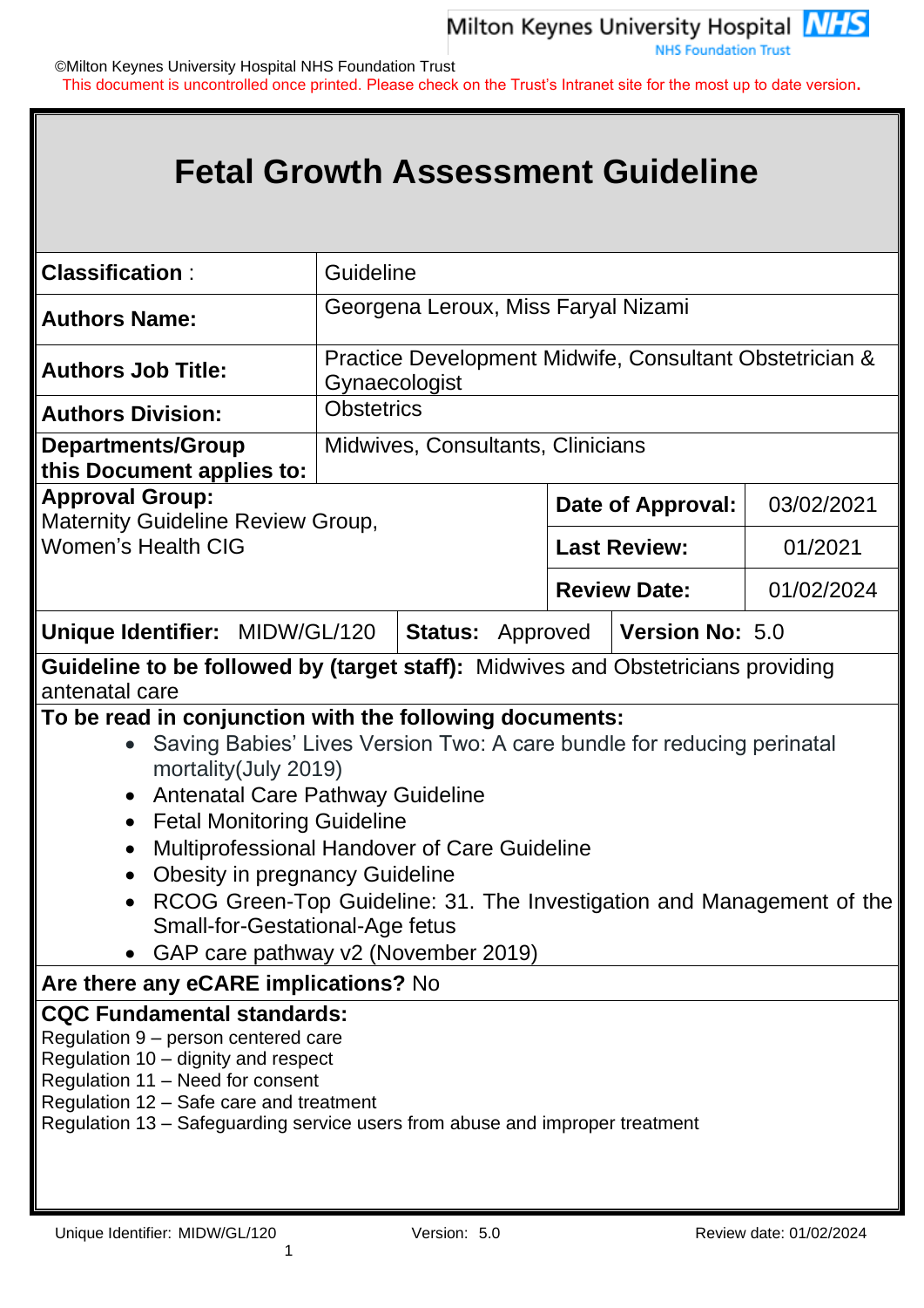©Milton Keynes University Hospital NHS Foundation Trust

This document is uncontrolled once printed. Please check on the Trust's Intranet site for the most up to date version.

# Fetal Growth Assessment Guideline

| | | | |
|---|---|---|---|
| **Classification** : | Guideline | | |
| **Authors Name:** | Georgena Leroux, Miss Faryal Nizami | | |
| **Authors Job Title:** | Practice Development Midwife, Consultant Obstetrician & Gynaecologist | | |
| **Authors Division:** | Obstetrics | | |
| **Departments/Group this Document applies to:** | Midwives, Consultants, Clinicians | | |
| **Approval Group:** Maternity Guideline Review Group, Women's Health CIG | | **Date of Approval:** | 03/02/2021 |
| | | **Last Review:** | 01/2021 |
| | | **Review Date:** | 01/02/2024 |
| **Unique Identifier:** MIDW/GL/120 | **Status:** Approved | **Version No:** 5.0 | |

**Guideline to be followed by (target staff):** Midwives and Obstetricians providing antenatal care

**To be read in conjunction with the following documents:**

- Saving Babies' Lives Version Two: A care bundle for reducing perinatal mortality(July 2019)
- Antenatal Care Pathway Guideline
- Fetal Monitoring Guideline
- Multiprofessional Handover of Care Guideline
- Obesity in pregnancy Guideline
- RCOG Green-Top Guideline: 31. The Investigation and Management of the Small-for-Gestational-Age fetus
- GAP care pathway v2 (November 2019)

**Are there any eCARE implications?** No

**CQC Fundamental standards:**

Regulation 9 – person centered care
Regulation 10 – dignity and respect
Regulation 11 – Need for consent
Regulation 12 – Safe care and treatment
Regulation 13 – Safeguarding service users from abuse and improper treatment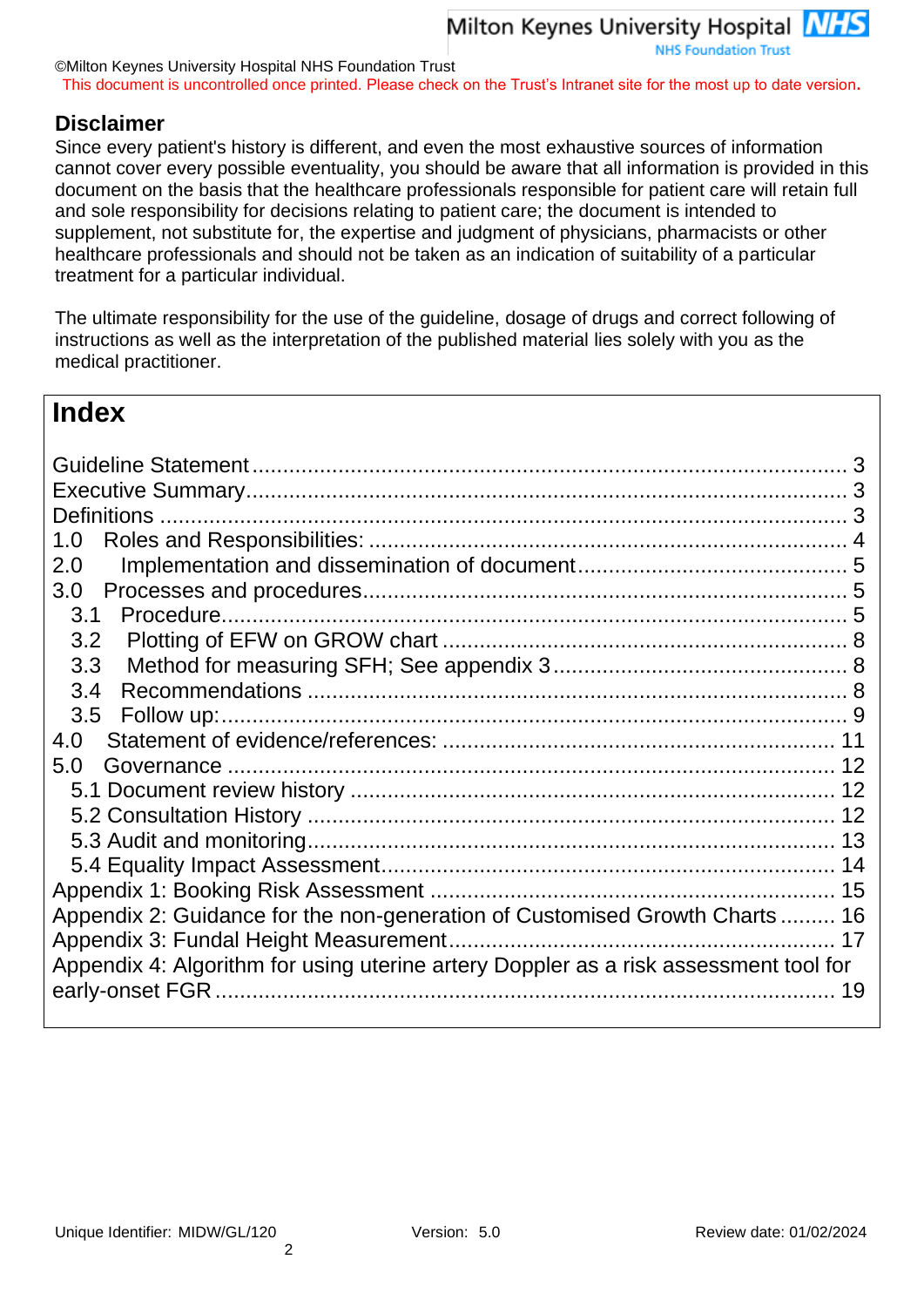©Milton Keynes University Hospital NHS Foundation Trust

This document is uncontrolled once printed. Please check on the Trust's Intranet site for the most up to date version.

## Disclaimer

Since every patient's history is different, and even the most exhaustive sources of information cannot cover every possible eventuality, you should be aware that all information is provided in this document on the basis that the healthcare professionals responsible for patient care will retain full and sole responsibility for decisions relating to patient care; the document is intended to supplement, not substitute for, the expertise and judgment of physicians, pharmacists or other healthcare professionals and should not be taken as an indication of suitability of a particular treatment for a particular individual.

The ultimate responsibility for the use of the guideline, dosage of drugs and correct following of instructions as well as the interpretation of the published material lies solely with you as the medical practitioner.

## Index

- Guideline Statement ..... 3
- Executive Summary ..... 3
- Definitions ..... 3
- 1.0 Roles and Responsibilities: ..... 4
- 2.0 Implementation and dissemination of document ..... 5
- 3.0 Processes and procedures ..... 5
  - 3.1 Procedure ..... 5
  - 3.2 Plotting of EFW on GROW chart ..... 8
  - 3.3 Method for measuring SFH; See appendix 3 ..... 8
  - 3.4 Recommendations ..... 8
  - 3.5 Follow up: ..... 9
- 4.0 Statement of evidence/references: ..... 11
- 5.0 Governance ..... 12
  - 5.1 Document review history ..... 12
  - 5.2 Consultation History ..... 12
  - 5.3 Audit and monitoring ..... 13
  - 5.4 Equality Impact Assessment ..... 14
- Appendix 1: Booking Risk Assessment ..... 15
- Appendix 2: Guidance for the non-generation of Customised Growth Charts ..... 16
- Appendix 3: Fundal Height Measurement ..... 17
- Appendix 4: Algorithm for using uterine artery Doppler as a risk assessment tool for early-onset FGR ..... 19

Unique Identifier: MIDW/GL/120 Version: 5.0 Review date: 01/02/2024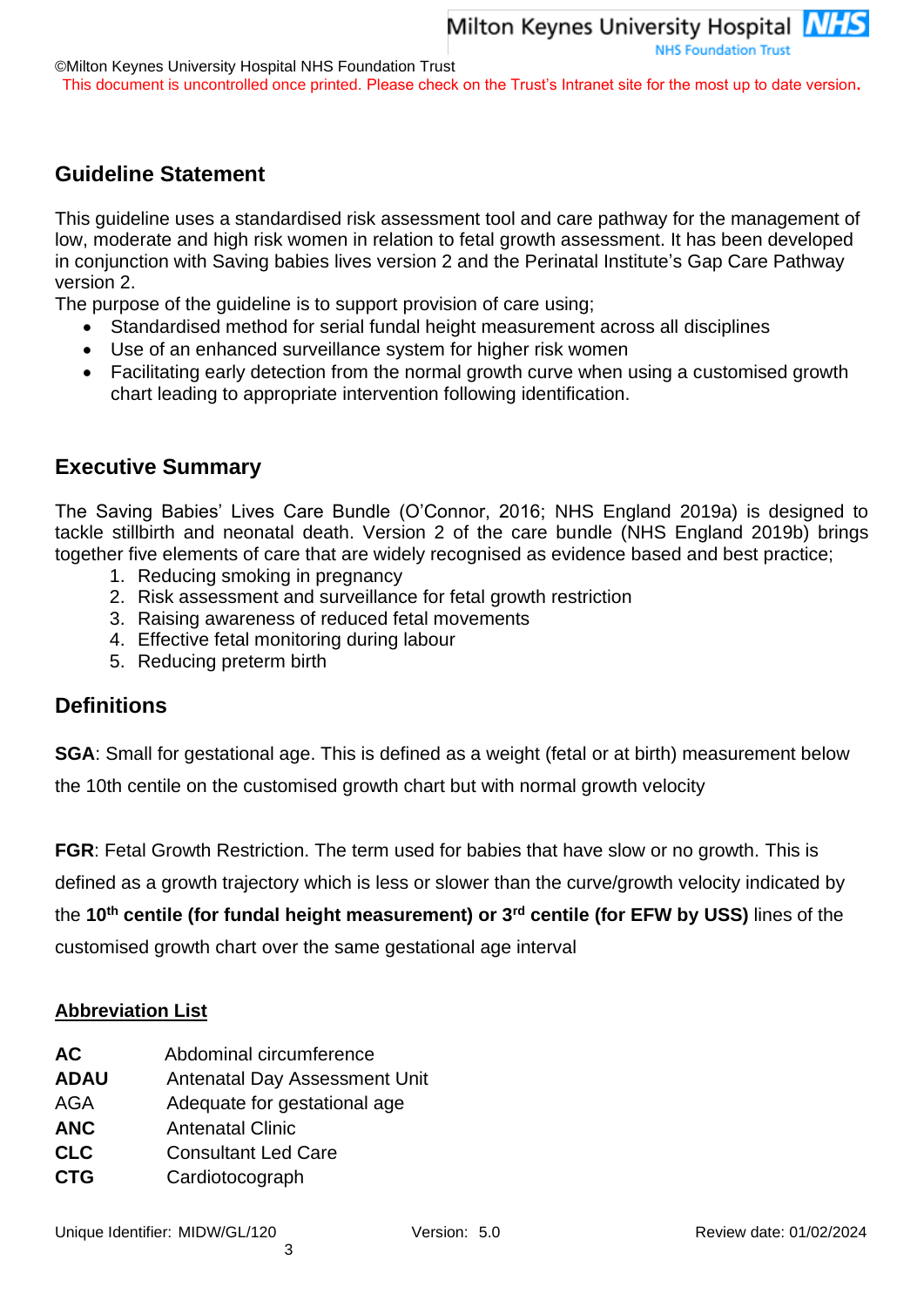## Guideline Statement

This guideline uses a standardised risk assessment tool and care pathway for the management of low, moderate and high risk women in relation to fetal growth assessment. It has been developed in conjunction with Saving babies lives version 2 and the Perinatal Institute's Gap Care Pathway version 2.

The purpose of the guideline is to support provision of care using;

- Standardised method for serial fundal height measurement across all disciplines
- Use of an enhanced surveillance system for higher risk women
- Facilitating early detection from the normal growth curve when using a customised growth chart leading to appropriate intervention following identification.

## Executive Summary

The Saving Babies' Lives Care Bundle (O'Connor, 2016; NHS England 2019a) is designed to tackle stillbirth and neonatal death. Version 2 of the care bundle (NHS England 2019b) brings together five elements of care that are widely recognised as evidence based and best practice;

1. Reducing smoking in pregnancy
2. Risk assessment and surveillance for fetal growth restriction
3. Raising awareness of reduced fetal movements
4. Effective fetal monitoring during labour
5. Reducing preterm birth

## Definitions

**SGA**: Small for gestational age. This is defined as a weight (fetal or at birth) measurement below the 10th centile on the customised growth chart but with normal growth velocity

**FGR**: Fetal Growth Restriction. The term used for babies that have slow or no growth. This is defined as a growth trajectory which is less or slower than the curve/growth velocity indicated by the **10th centile (for fundal height measurement) or 3rd centile (for EFW by USS)** lines of the customised growth chart over the same gestational age interval

**Abbreviation List**

| | |
|---|---|
| **AC** | Abdominal circumference |
| **ADAU** | Antenatal Day Assessment Unit |
| AGA | Adequate for gestational age |
| **ANC** | Antenatal Clinic |
| **CLC** | Consultant Led Care |
| **CTG** | Cardiotocograph |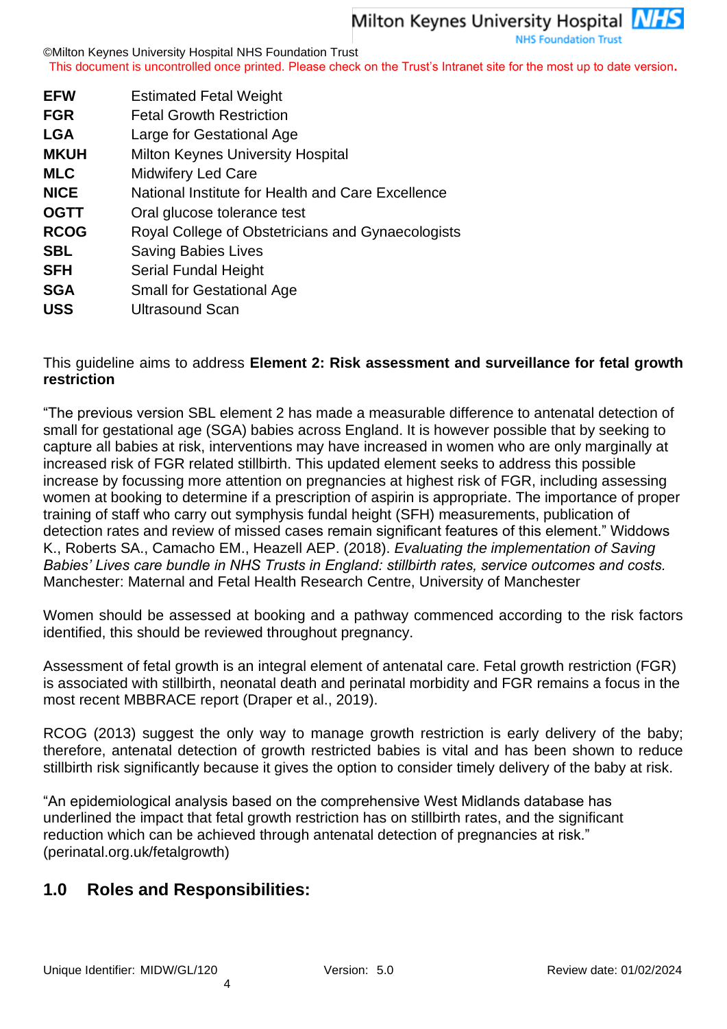| | |
|---|---|
| **EFW** | Estimated Fetal Weight |
| **FGR** | Fetal Growth Restriction |
| **LGA** | Large for Gestational Age |
| **MKUH** | Milton Keynes University Hospital |
| **MLC** | Midwifery Led Care |
| **NICE** | National Institute for Health and Care Excellence |
| **OGTT** | Oral glucose tolerance test |
| **RCOG** | Royal College of Obstetricians and Gynaecologists |
| **SBL** | Saving Babies Lives |
| **SFH** | Serial Fundal Height |
| **SGA** | Small for Gestational Age |
| **USS** | Ultrasound Scan |

This guideline aims to address **Element 2: Risk assessment and surveillance for fetal growth restriction**

"The previous version SBL element 2 has made a measurable difference to antenatal detection of small for gestational age (SGA) babies across England. It is however possible that by seeking to capture all babies at risk, interventions may have increased in women who are only marginally at increased risk of FGR related stillbirth. This updated element seeks to address this possible increase by focussing more attention on pregnancies at highest risk of FGR, including assessing women at booking to determine if a prescription of aspirin is appropriate. The importance of proper training of staff who carry out symphysis fundal height (SFH) measurements, publication of detection rates and review of missed cases remain significant features of this element." Widdows K., Roberts SA., Camacho EM., Heazell AEP. (2018). *Evaluating the implementation of Saving Babies' Lives care bundle in NHS Trusts in England: stillbirth rates, service outcomes and costs.* Manchester: Maternal and Fetal Health Research Centre, University of Manchester

Women should be assessed at booking and a pathway commenced according to the risk factors identified, this should be reviewed throughout pregnancy.

Assessment of fetal growth is an integral element of antenatal care. Fetal growth restriction (FGR) is associated with stillbirth, neonatal death and perinatal morbidity and FGR remains a focus in the most recent MBBRACE report (Draper et al., 2019).

RCOG (2013) suggest the only way to manage growth restriction is early delivery of the baby; therefore, antenatal detection of growth restricted babies is vital and has been shown to reduce stillbirth risk significantly because it gives the option to consider timely delivery of the baby at risk.

"An epidemiological analysis based on the comprehensive West Midlands database has underlined the impact that fetal growth restriction has on stillbirth rates, and the significant reduction which can be achieved through antenatal detection of pregnancies at risk." (perinatal.org.uk/fetalgrowth)

## 1.0 Roles and Responsibilities: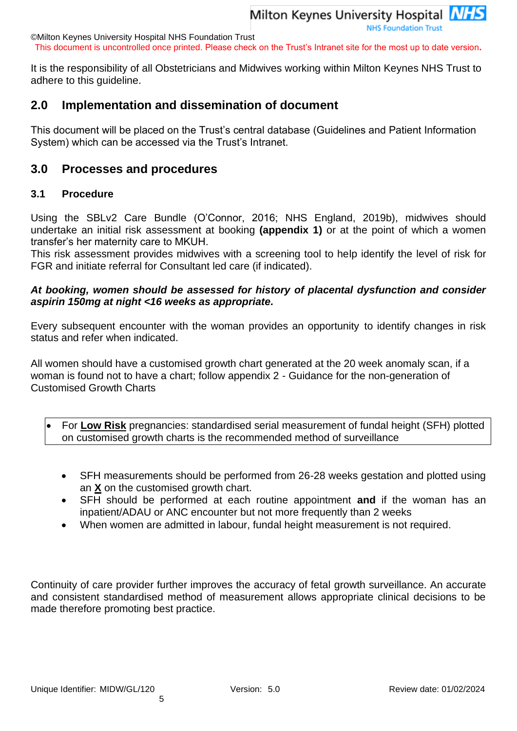It is the responsibility of all Obstetricians and Midwives working within Milton Keynes NHS Trust to adhere to this guideline.

## 2.0 Implementation and dissemination of document

This document will be placed on the Trust's central database (Guidelines and Patient Information System) which can be accessed via the Trust's Intranet.

## 3.0 Processes and procedures

### 3.1 Procedure

Using the SBLv2 Care Bundle (O'Connor, 2016; NHS England, 2019b), midwives should undertake an initial risk assessment at booking **(appendix 1)** or at the point of which a women transfer's her maternity care to MKUH.
This risk assessment provides midwives with a screening tool to help identify the level of risk for FGR and initiate referral for Consultant led care (if indicated).

***At booking, women should be assessed for history of placental dysfunction and consider aspirin 150mg at night <16 weeks as appropriate.***

Every subsequent encounter with the woman provides an opportunity to identify changes in risk status and refer when indicated.

All women should have a customised growth chart generated at the 20 week anomaly scan, if a woman is found not to have a chart; follow appendix 2 - Guidance for the non-generation of Customised Growth Charts

- For **Low Risk** pregnancies: standardised serial measurement of fundal height (SFH) plotted on customised growth charts is the recommended method of surveillance

- SFH measurements should be performed from 26-28 weeks gestation and plotted using an **X** on the customised growth chart.
- SFH should be performed at each routine appointment **and** if the woman has an inpatient/ADAU or ANC encounter but not more frequently than 2 weeks
- When women are admitted in labour, fundal height measurement is not required.

Continuity of care provider further improves the accuracy of fetal growth surveillance. An accurate and consistent standardised method of measurement allows appropriate clinical decisions to be made therefore promoting best practice.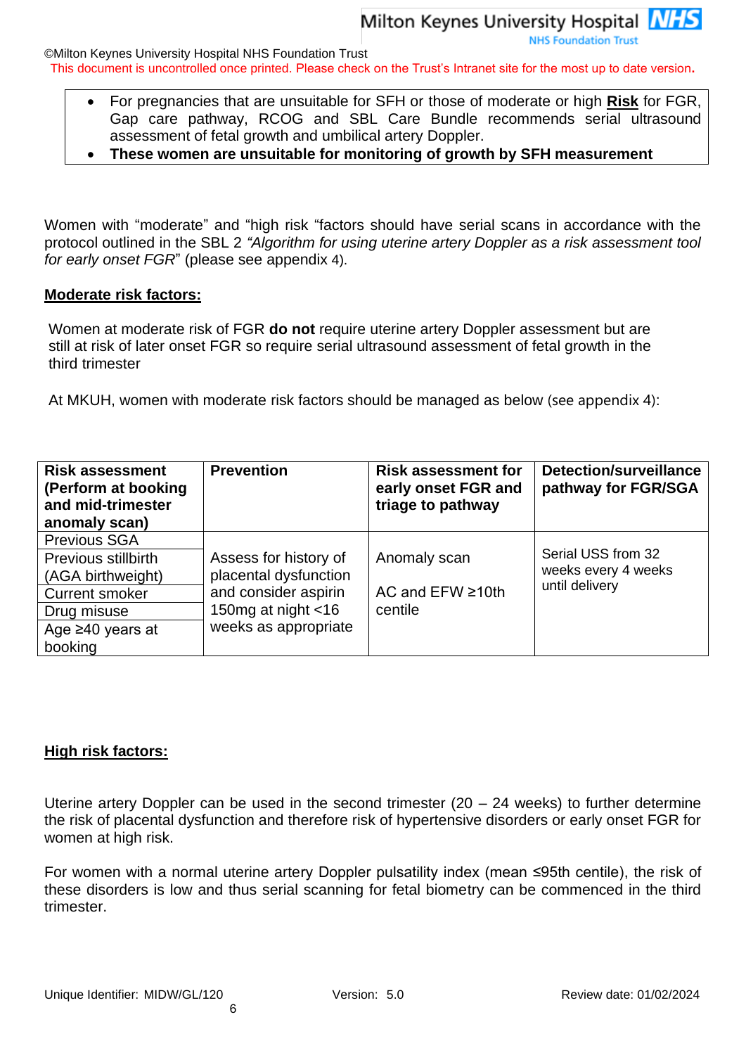- For pregnancies that are unsuitable for SFH or those of moderate or high **Risk** for FGR, Gap care pathway, RCOG and SBL Care Bundle recommends serial ultrasound assessment of fetal growth and umbilical artery Doppler.
- **These women are unsuitable for monitoring of growth by SFH measurement**

Women with "moderate" and "high risk "factors should have serial scans in accordance with the protocol outlined in the SBL 2 *"Algorithm for using uterine artery Doppler as a risk assessment tool for early onset FGR*" (please see appendix 4).

**Moderate risk factors:**

Women at moderate risk of FGR **do not** require uterine artery Doppler assessment but are still at risk of later onset FGR so require serial ultrasound assessment of fetal growth in the third trimester

At MKUH, women with moderate risk factors should be managed as below (see appendix 4):

| Risk assessment (Perform at booking and mid-trimester anomaly scan) | Prevention | Risk assessment for early onset FGR and triage to pathway | Detection/surveillance pathway for FGR/SGA |
|---|---|---|---|
| Previous SGA<br>Previous stillbirth (AGA birthweight)<br>Current smoker<br>Drug misuse<br>Age ≥40 years at booking | Assess for history of placental dysfunction and consider aspirin 150mg at night <16 weeks as appropriate | Anomaly scan<br><br>AC and EFW ≥10th centile | Serial USS from 32 weeks every 4 weeks until delivery |

**High risk factors:**

Uterine artery Doppler can be used in the second trimester (20 – 24 weeks) to further determine the risk of placental dysfunction and therefore risk of hypertensive disorders or early onset FGR for women at high risk.

For women with a normal uterine artery Doppler pulsatility index (mean ≤95th centile), the risk of these disorders is low and thus serial scanning for fetal biometry can be commenced in the third trimester.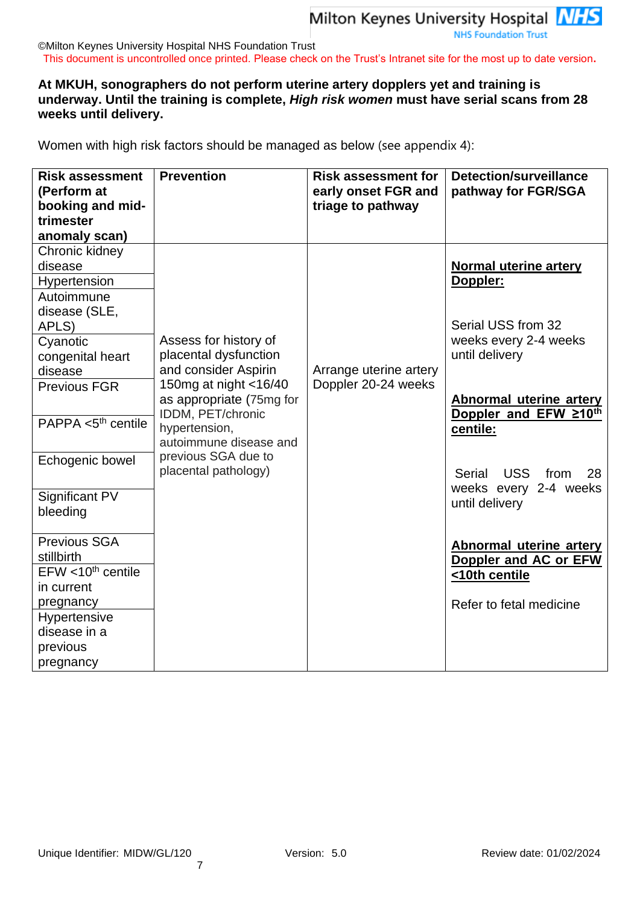**At MKUH, sonographers do not perform uterine artery dopplers yet and training is underway. Until the training is complete, *High risk women* must have serial scans from 28 weeks until delivery.**

Women with high risk factors should be managed as below (see appendix 4):

| Risk assessment (Perform at booking and mid-trimester anomaly scan) | Prevention | Risk assessment for early onset FGR and triage to pathway | Detection/surveillance pathway for FGR/SGA |
|---|---|---|---|
| Chronic kidney disease<br>Hypertension<br>Autoimmune disease (SLE, APLS)<br>Cyanotic congenital heart disease<br>Previous FGR<br>PAPPA <5th centile<br>Echogenic bowel<br>Significant PV bleeding<br>Previous SGA stillbirth<br>EFW <10th centile in current pregnancy<br>Hypertensive disease in a previous pregnancy | Assess for history of placental dysfunction and consider Aspirin 150mg at night <16/40 as appropriate (75mg for IDDM, PET/chronic hypertension, autoimmune disease and previous SGA due to placental pathology) | Arrange uterine artery Doppler 20-24 weeks | **<u>Normal uterine artery Doppler:</u>**<br><br>Serial USS from 32 weeks every 2-4 weeks until delivery<br><br>**<u>Abnormal uterine artery Doppler and EFW ≥10th centile:</u>**<br><br>Serial USS from 28 weeks every 2-4 weeks until delivery<br><br>**<u>Abnormal uterine artery Doppler and AC or EFW <10th centile</u>**<br><br>Refer to fetal medicine |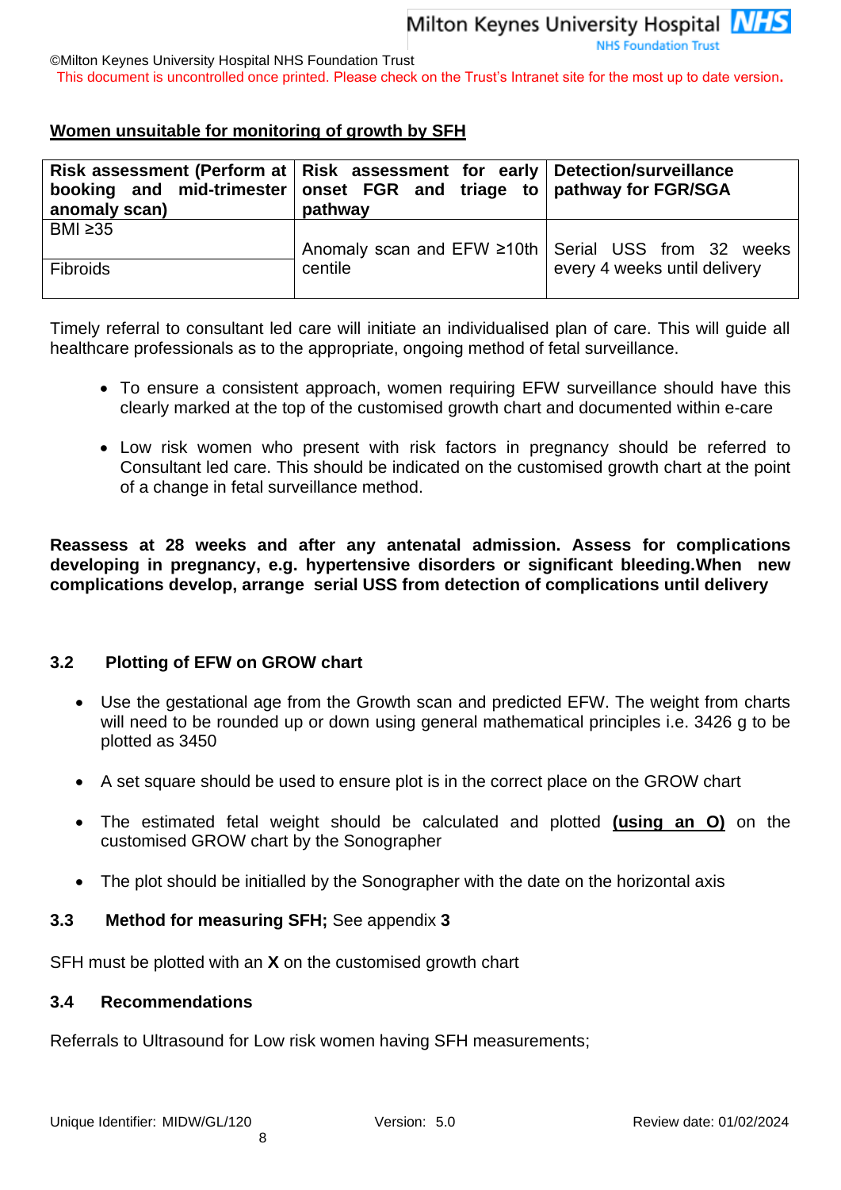**Women unsuitable for monitoring of growth by SFH**

| Risk assessment (Perform at booking and mid-trimester anomaly scan) | Risk assessment for early onset FGR and triage to pathway | Detection/surveillance pathway for FGR/SGA |
|---|---|---|
| BMI ≥35 | Anomaly scan and EFW ≥10th centile | Serial USS from 32 weeks every 4 weeks until delivery |
| Fibroids | | |

Timely referral to consultant led care will initiate an individualised plan of care. This will guide all healthcare professionals as to the appropriate, ongoing method of fetal surveillance.

- To ensure a consistent approach, women requiring EFW surveillance should have this clearly marked at the top of the customised growth chart and documented within e-care
- Low risk women who present with risk factors in pregnancy should be referred to Consultant led care. This should be indicated on the customised growth chart at the point of a change in fetal surveillance method.

**Reassess at 28 weeks and after any antenatal admission. Assess for complications developing in pregnancy, e.g. hypertensive disorders or significant bleeding.When new complications develop, arrange serial USS from detection of complications until delivery**

### 3.2 Plotting of EFW on GROW chart

- Use the gestational age from the Growth scan and predicted EFW. The weight from charts will need to be rounded up or down using general mathematical principles i.e. 3426 g to be plotted as 3450
- A set square should be used to ensure plot is in the correct place on the GROW chart
- The estimated fetal weight should be calculated and plotted **(using an O)** on the customised GROW chart by the Sonographer
- The plot should be initialled by the Sonographer with the date on the horizontal axis

### 3.3 Method for measuring SFH; See appendix 3

SFH must be plotted with an **X** on the customised growth chart

### 3.4 Recommendations

Referrals to Ultrasound for Low risk women having SFH measurements;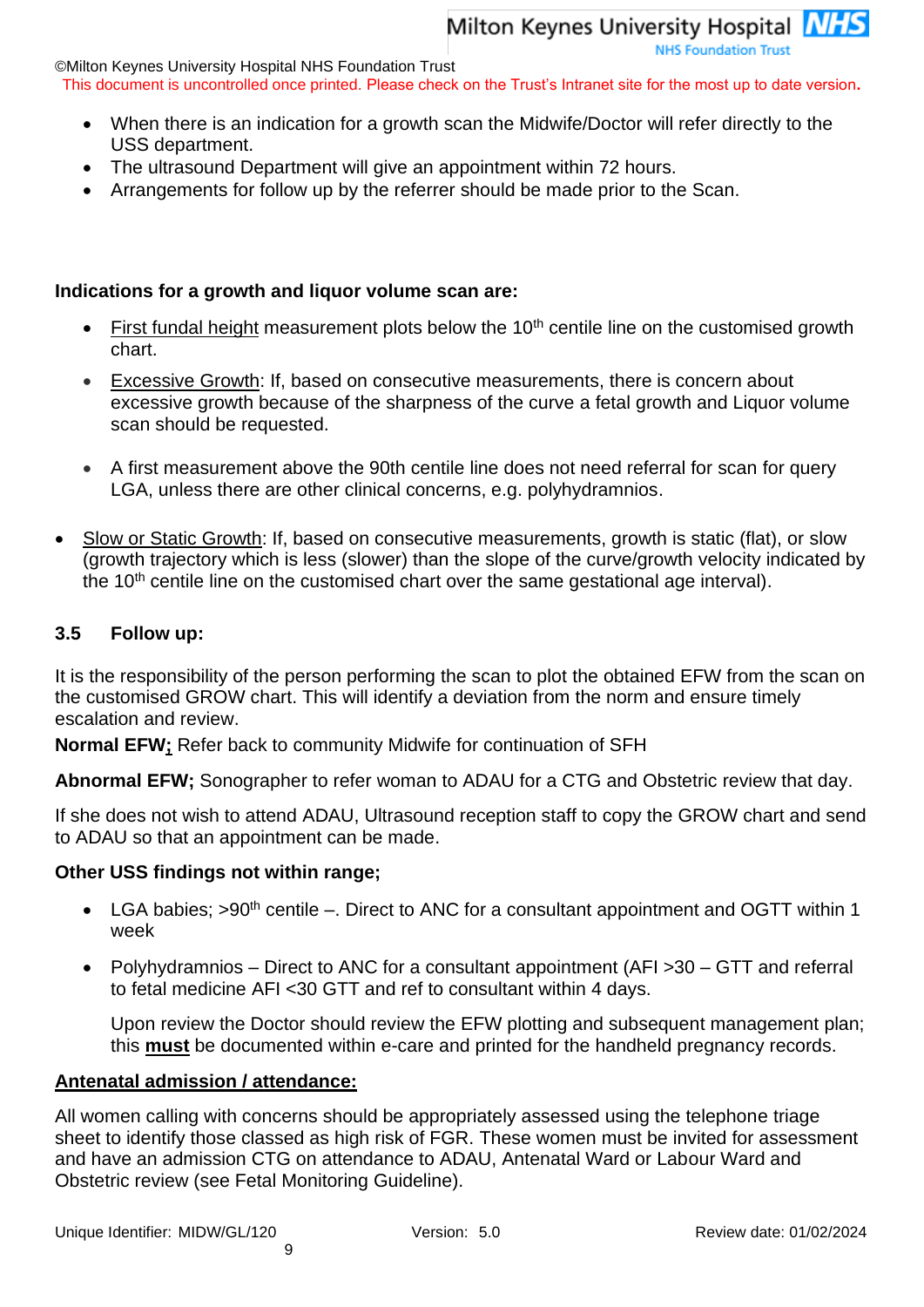- When there is an indication for a growth scan the Midwife/Doctor will refer directly to the USS department.
- The ultrasound Department will give an appointment within 72 hours.
- Arrangements for follow up by the referrer should be made prior to the Scan.

**Indications for a growth and liquor volume scan are:**

- First fundal height measurement plots below the 10th centile line on the customised growth chart.
- Excessive Growth: If, based on consecutive measurements, there is concern about excessive growth because of the sharpness of the curve a fetal growth and Liquor volume scan should be requested.
- A first measurement above the 90th centile line does not need referral for scan for query LGA, unless there are other clinical concerns, e.g. polyhydramnios.

- Slow or Static Growth: If, based on consecutive measurements, growth is static (flat), or slow (growth trajectory which is less (slower) than the slope of the curve/growth velocity indicated by the 10th centile line on the customised chart over the same gestational age interval).

### 3.5 Follow up:

It is the responsibility of the person performing the scan to plot the obtained EFW from the scan on the customised GROW chart. This will identify a deviation from the norm and ensure timely escalation and review.

**Normal EFW;** Refer back to community Midwife for continuation of SFH

**Abnormal EFW;** Sonographer to refer woman to ADAU for a CTG and Obstetric review that day.

If she does not wish to attend ADAU, Ultrasound reception staff to copy the GROW chart and send to ADAU so that an appointment can be made.

**Other USS findings not within range;**

- LGA babies; >90th centile –. Direct to ANC for a consultant appointment and OGTT within 1 week
- Polyhydramnios – Direct to ANC for a consultant appointment (AFI >30 – GTT and referral to fetal medicine AFI <30 GTT and ref to consultant within 4 days.

  Upon review the Doctor should review the EFW plotting and subsequent management plan; this **must** be documented within e-care and printed for the handheld pregnancy records.

**Antenatal admission / attendance:**

All women calling with concerns should be appropriately assessed using the telephone triage sheet to identify those classed as high risk of FGR. These women must be invited for assessment and have an admission CTG on attendance to ADAU, Antenatal Ward or Labour Ward and Obstetric review (see Fetal Monitoring Guideline).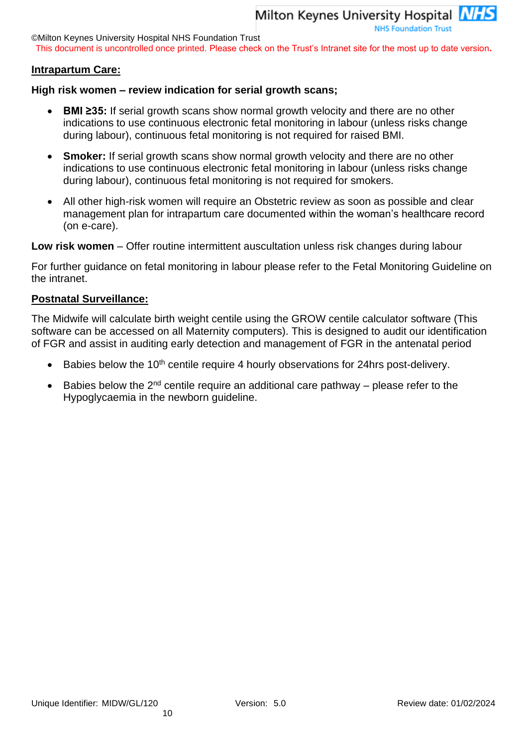**Intrapartum Care:**

**High risk women – review indication for serial growth scans;**

- **BMI ≥35:** If serial growth scans show normal growth velocity and there are no other indications to use continuous electronic fetal monitoring in labour (unless risks change during labour), continuous fetal monitoring is not required for raised BMI.
- **Smoker:** If serial growth scans show normal growth velocity and there are no other indications to use continuous electronic fetal monitoring in labour (unless risks change during labour), continuous fetal monitoring is not required for smokers.
- All other high-risk women will require an Obstetric review as soon as possible and clear management plan for intrapartum care documented within the woman's healthcare record (on e-care).

**Low risk women** – Offer routine intermittent auscultation unless risk changes during labour

For further guidance on fetal monitoring in labour please refer to the Fetal Monitoring Guideline on the intranet.

**Postnatal Surveillance:**

The Midwife will calculate birth weight centile using the GROW centile calculator software (This software can be accessed on all Maternity computers). This is designed to audit our identification of FGR and assist in auditing early detection and management of FGR in the antenatal period

- Babies below the 10th centile require 4 hourly observations for 24hrs post-delivery.
- Babies below the 2nd centile require an additional care pathway – please refer to the Hypoglycaemia in the newborn guideline.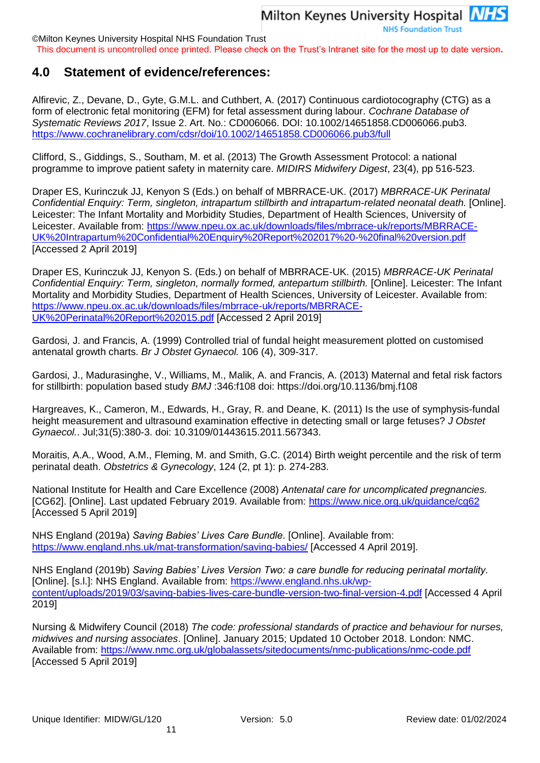## 4.0 Statement of evidence/references:

Alfirevic, Z., Devane, D., Gyte, G.M.L. and Cuthbert, A. (2017) Continuous cardiotocography (CTG) as a form of electronic fetal monitoring (EFM) for fetal assessment during labour. *Cochrane Database of Systematic Reviews 2017*, Issue 2. Art. No.: CD006066. DOI: 10.1002/14651858.CD006066.pub3. https://www.cochranelibrary.com/cdsr/doi/10.1002/14651858.CD006066.pub3/full

Clifford, S., Giddings, S., Southam, M. et al. (2013) The Growth Assessment Protocol: a national programme to improve patient safety in maternity care. *MIDIRS Midwifery Digest*, 23(4), pp 516-523.

Draper ES, Kurinczuk JJ, Kenyon S (Eds.) on behalf of MBRRACE-UK. (2017) *MBRRACE-UK Perinatal Confidential Enquiry: Term, singleton, intrapartum stillbirth and intrapartum-related neonatal death.* [Online]. Leicester: The Infant Mortality and Morbidity Studies, Department of Health Sciences, University of Leicester. Available from: https://www.npeu.ox.ac.uk/downloads/files/mbrrace-uk/reports/MBRRACE-UK%20Intrapartum%20Confidential%20Enquiry%20Report%202017%20-%20final%20version.pdf [Accessed 2 April 2019]

Draper ES, Kurinczuk JJ, Kenyon S. (Eds.) on behalf of MBRRACE-UK. (2015) *MBRRACE-UK Perinatal Confidential Enquiry: Term, singleton, normally formed, antepartum stillbirth.* [Online]. Leicester: The Infant Mortality and Morbidity Studies, Department of Health Sciences, University of Leicester. Available from: https://www.npeu.ox.ac.uk/downloads/files/mbrrace-uk/reports/MBRRACE-UK%20Perinatal%20Report%202015.pdf [Accessed 2 April 2019]

Gardosi, J. and Francis, A. (1999) Controlled trial of fundal height measurement plotted on customised antenatal growth charts. *Br J Obstet Gynaecol.* 106 (4), 309-317.

Gardosi, J., Madurasinghe, V., Williams, M., Malik, A. and Francis, A. (2013) Maternal and fetal risk factors for stillbirth: population based study *BMJ* :346:f108 doi: https://doi.org/10.1136/bmj.f108

Hargreaves, K., Cameron, M., Edwards, H., Gray, R. and Deane, K. (2011) Is the use of symphysis-fundal height measurement and ultrasound examination effective in detecting small or large fetuses? *J Obstet Gynaecol.*. Jul;31(5):380-3. doi: 10.3109/01443615.2011.567343.

Moraitis, A.A., Wood, A.M., Fleming, M. and Smith, G.C. (2014) Birth weight percentile and the risk of term perinatal death. *Obstetrics & Gynecology*, 124 (2, pt 1): p. 274-283.

National Institute for Health and Care Excellence (2008) *Antenatal care for uncomplicated pregnancies.* [CG62]. [Online]. Last updated February 2019. Available from: https://www.nice.org.uk/guidance/cg62 [Accessed 5 April 2019]

NHS England (2019a) *Saving Babies' Lives Care Bundle*. [Online]. Available from: https://www.england.nhs.uk/mat-transformation/saving-babies/ [Accessed 4 April 2019].

NHS England (2019b) *Saving Babies' Lives Version Two: a care bundle for reducing perinatal mortality.* [Online]. [s.l.]: NHS England. Available from: https://www.england.nhs.uk/wp-content/uploads/2019/03/saving-babies-lives-care-bundle-version-two-final-version-4.pdf [Accessed 4 April 2019]

Nursing & Midwifery Council (2018) *The code: professional standards of practice and behaviour for nurses, midwives and nursing associates*. [Online]. January 2015; Updated 10 October 2018. London: NMC. Available from: https://www.nmc.org.uk/globalassets/sitedocuments/nmc-publications/nmc-code.pdf [Accessed 5 April 2019]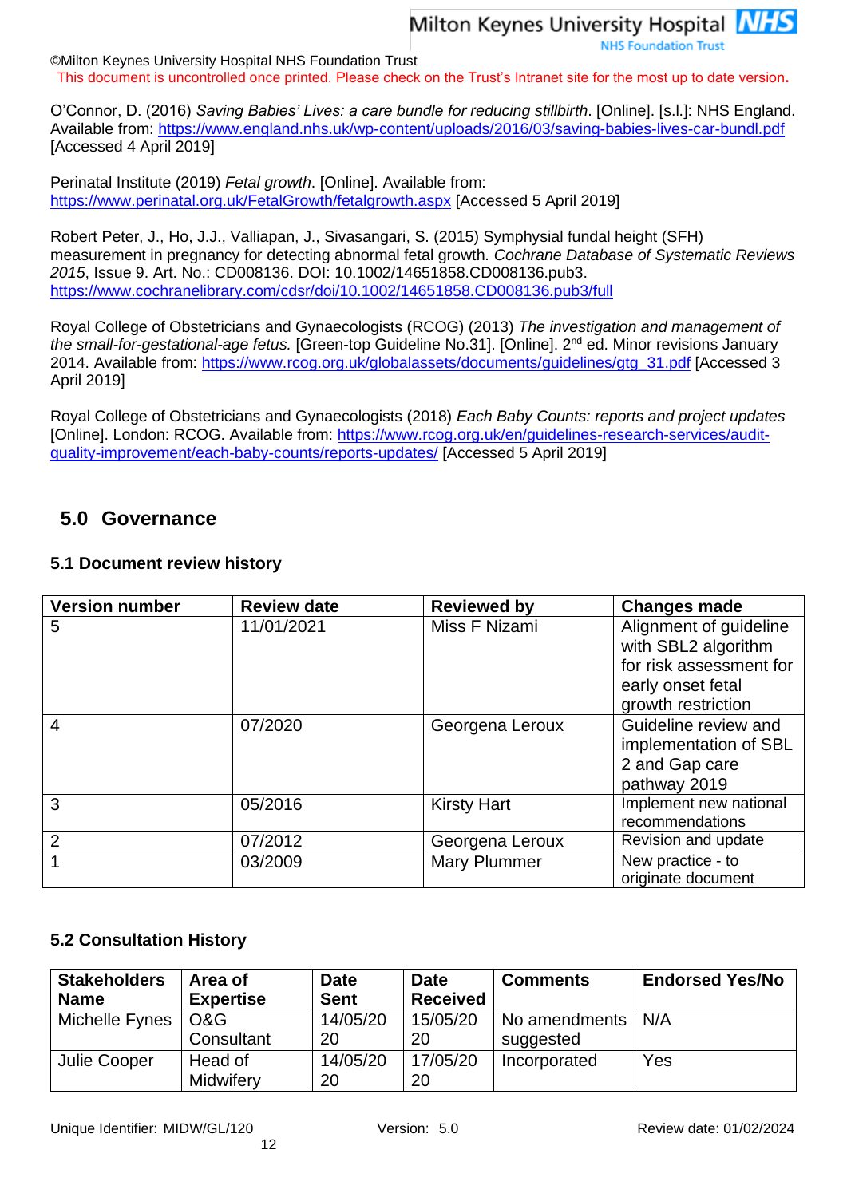O'Connor, D. (2016) *Saving Babies' Lives: a care bundle for reducing stillbirth*. [Online]. [s.l.]: NHS England. Available from: https://www.england.nhs.uk/wp-content/uploads/2016/03/saving-babies-lives-car-bundl.pdf [Accessed 4 April 2019]

Perinatal Institute (2019) *Fetal growth*. [Online]. Available from: https://www.perinatal.org.uk/FetalGrowth/fetalgrowth.aspx [Accessed 5 April 2019]

Robert Peter, J., Ho, J.J., Valliapan, J., Sivasangari, S. (2015) Symphysial fundal height (SFH) measurement in pregnancy for detecting abnormal fetal growth. *Cochrane Database of Systematic Reviews 2015*, Issue 9. Art. No.: CD008136. DOI: 10.1002/14651858.CD008136.pub3. https://www.cochranelibrary.com/cdsr/doi/10.1002/14651858.CD008136.pub3/full

Royal College of Obstetricians and Gynaecologists (RCOG) (2013) *The investigation and management of the small-for-gestational-age fetus.* [Green-top Guideline No.31]. [Online]. 2nd ed. Minor revisions January 2014. Available from: https://www.rcog.org.uk/globalassets/documents/guidelines/gtg_31.pdf [Accessed 3 April 2019]

Royal College of Obstetricians and Gynaecologists (2018) *Each Baby Counts: reports and project updates* [Online]. London: RCOG. Available from: https://www.rcog.org.uk/en/guidelines-research-services/audit-quality-improvement/each-baby-counts/reports-updates/ [Accessed 5 April 2019]

## 5.0 Governance

### 5.1 Document review history

| Version number | Review date | Reviewed by | Changes made |
|---|---|---|---|
| 5 | 11/01/2021 | Miss F Nizami | Alignment of guideline with SBL2 algorithm for risk assessment for early onset fetal growth restriction |
| 4 | 07/2020 | Georgena Leroux | Guideline review and implementation of SBL 2 and Gap care pathway 2019 |
| 3 | 05/2016 | Kirsty Hart | Implement new national recommendations |
| 2 | 07/2012 | Georgena Leroux | Revision and update |
| 1 | 03/2009 | Mary Plummer | New practice - to originate document |

### 5.2 Consultation History

| Stakeholders Name | Area of Expertise | Date Sent | Date Received | Comments | Endorsed Yes/No |
|---|---|---|---|---|---|
| Michelle Fynes | O&G Consultant | 14/05/2020 | 15/05/2020 | No amendments suggested | N/A |
| Julie Cooper | Head of Midwifery | 14/05/2020 | 17/05/2020 | Incorporated | Yes |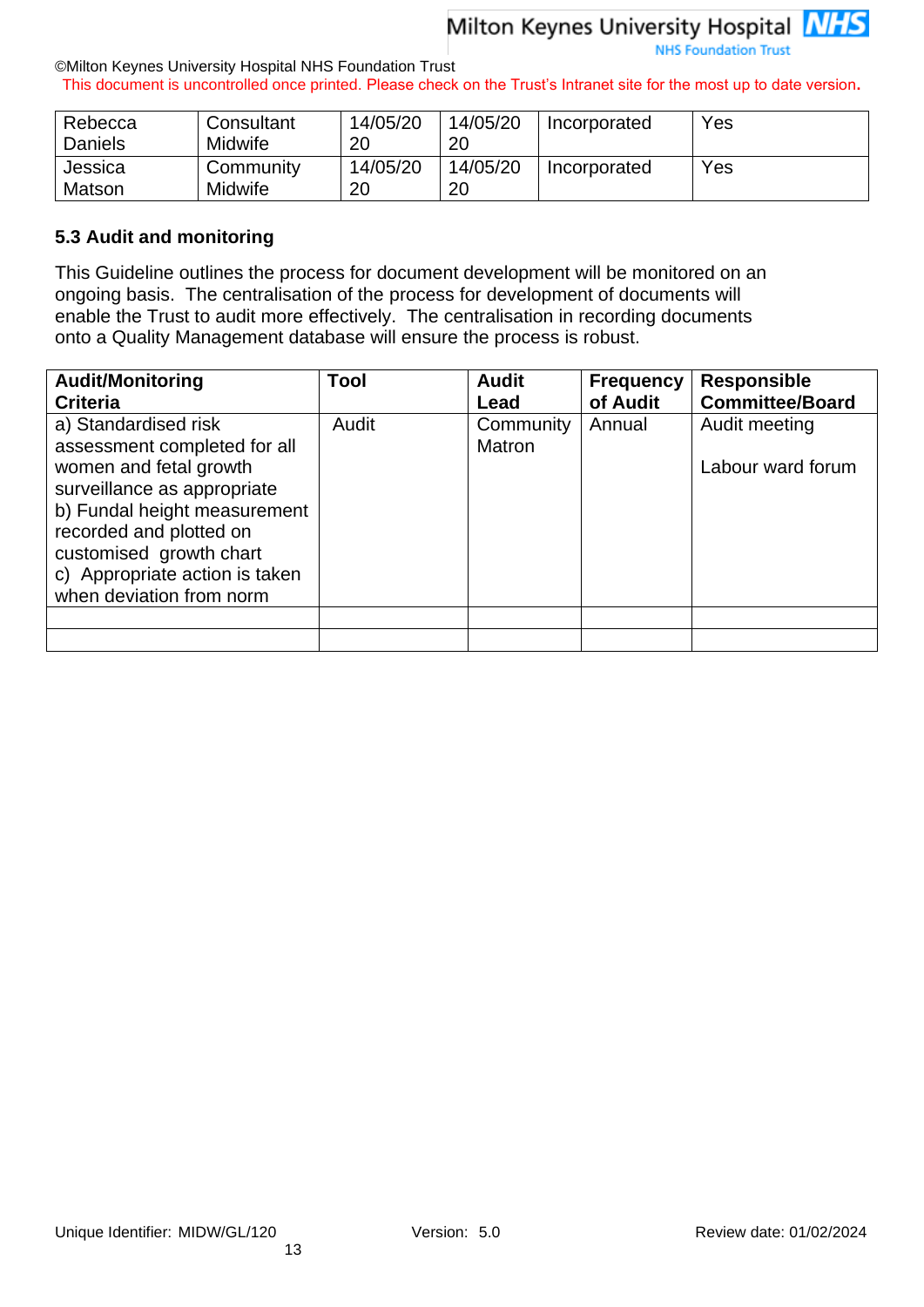| Rebecca Daniels | Consultant Midwife | 14/05/2020 | 14/05/2020 | Incorporated | Yes |
|---|---|---|---|---|---|
| Jessica Matson | Community Midwife | 14/05/2020 | 14/05/2020 | Incorporated | Yes |

### 5.3 Audit and monitoring

This Guideline outlines the process for document development will be monitored on an ongoing basis. The centralisation of the process for development of documents will enable the Trust to audit more effectively. The centralisation in recording documents onto a Quality Management database will ensure the process is robust.

| Audit/Monitoring Criteria | Tool | Audit Lead | Frequency of Audit | Responsible Committee/Board |
|---|---|---|---|---|
| a) Standardised risk assessment completed for all women and fetal growth surveillance as appropriate<br>b) Fundal height measurement recorded and plotted on customised growth chart<br>c) Appropriate action is taken when deviation from norm | Audit | Community Matron | Annual | Audit meeting<br><br>Labour ward forum |
| | | | | |
| | | | | |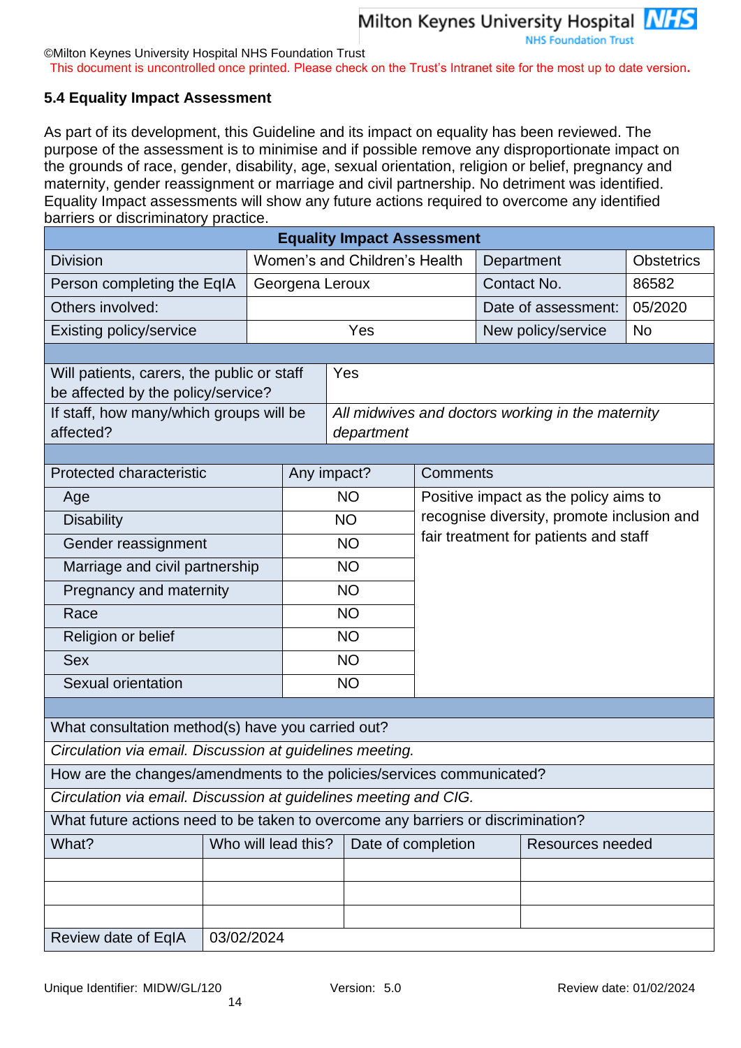### 5.4 Equality Impact Assessment

As part of its development, this Guideline and its impact on equality has been reviewed. The purpose of the assessment is to minimise and if possible remove any disproportionate impact on the grounds of race, gender, disability, age, sexual orientation, religion or belief, pregnancy and maternity, gender reassignment or marriage and civil partnership. No detriment was identified. Equality Impact assessments will show any future actions required to overcome any identified barriers or discriminatory practice.

| Equality Impact Assessment | | | |
|---|---|---|---|
| Division | Women's and Children's Health | Department | Obstetrics |
| Person completing the EqIA | Georgena Leroux | Contact No. | 86582 |
| Others involved: | | Date of assessment: | 05/2020 |
| Existing policy/service | Yes | New policy/service | No |

| | |
|---|---|
| Will patients, carers, the public or staff be affected by the policy/service? | Yes |
| If staff, how many/which groups will be affected? | *All midwives and doctors working in the maternity department* |

| Protected characteristic | Any impact? | Comments |
|---|---|---|
| Age | NO | Positive impact as the policy aims to recognise diversity, promote inclusion and fair treatment for patients and staff |
| Disability | NO | |
| Gender reassignment | NO | |
| Marriage and civil partnership | NO | |
| Pregnancy and maternity | NO | |
| Race | NO | |
| Religion or belief | NO | |
| Sex | NO | |
| Sexual orientation | NO | |

| What consultation method(s) have you carried out? | | | |
|---|---|---|---|
| *Circulation via email. Discussion at guidelines meeting.* | | | |
| How are the changes/amendments to the policies/services communicated? | | | |
| *Circulation via email. Discussion at guidelines meeting and CIG.* | | | |
| What future actions need to be taken to overcome any barriers or discrimination? | | | |
| What? | Who will lead this? | Date of completion | Resources needed |
| | | | |
| | | | |
| | | | |
| Review date of EqIA | 03/02/2024 | | |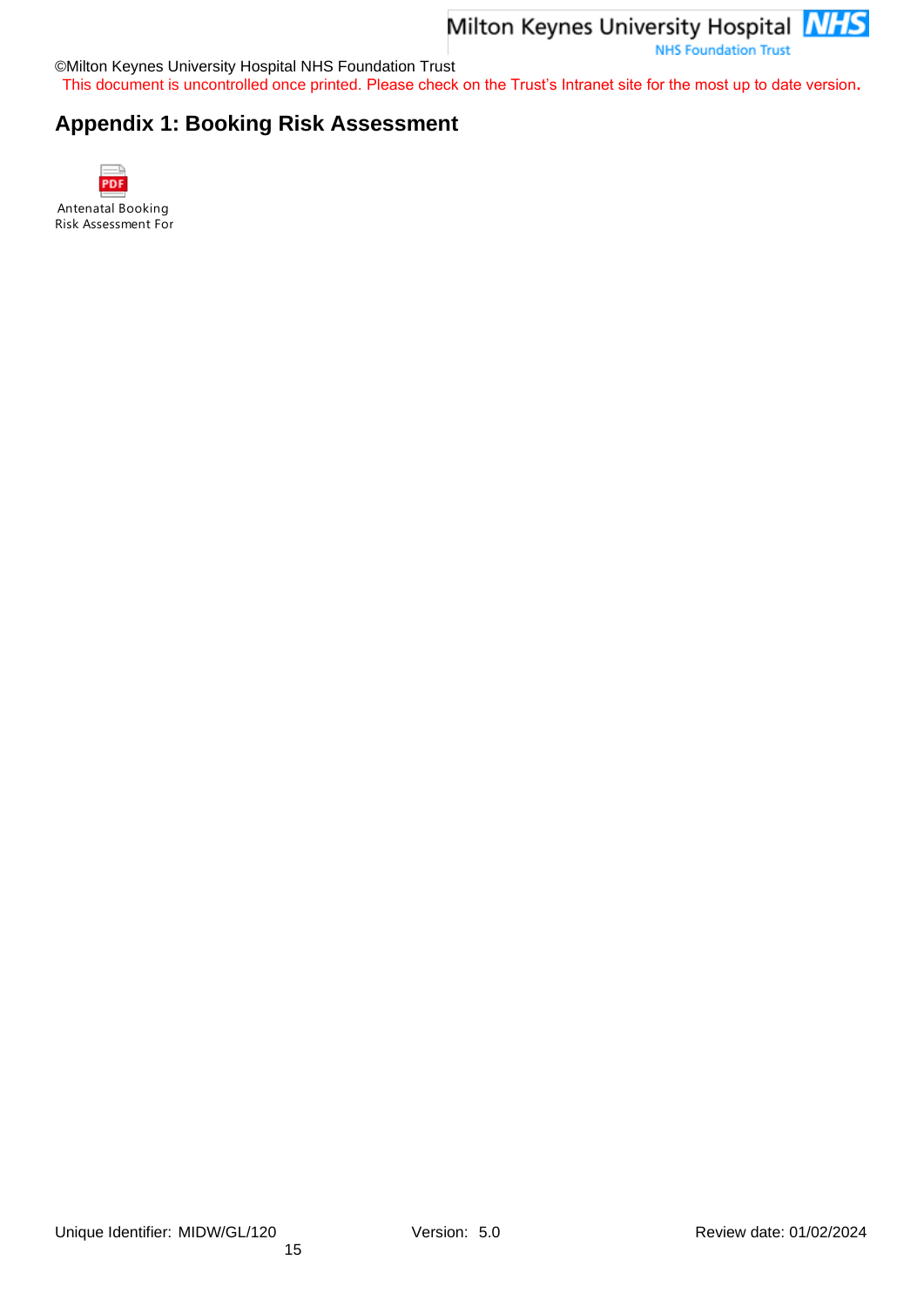## Appendix 1: Booking Risk Assessment

Antenatal Booking Risk Assessment For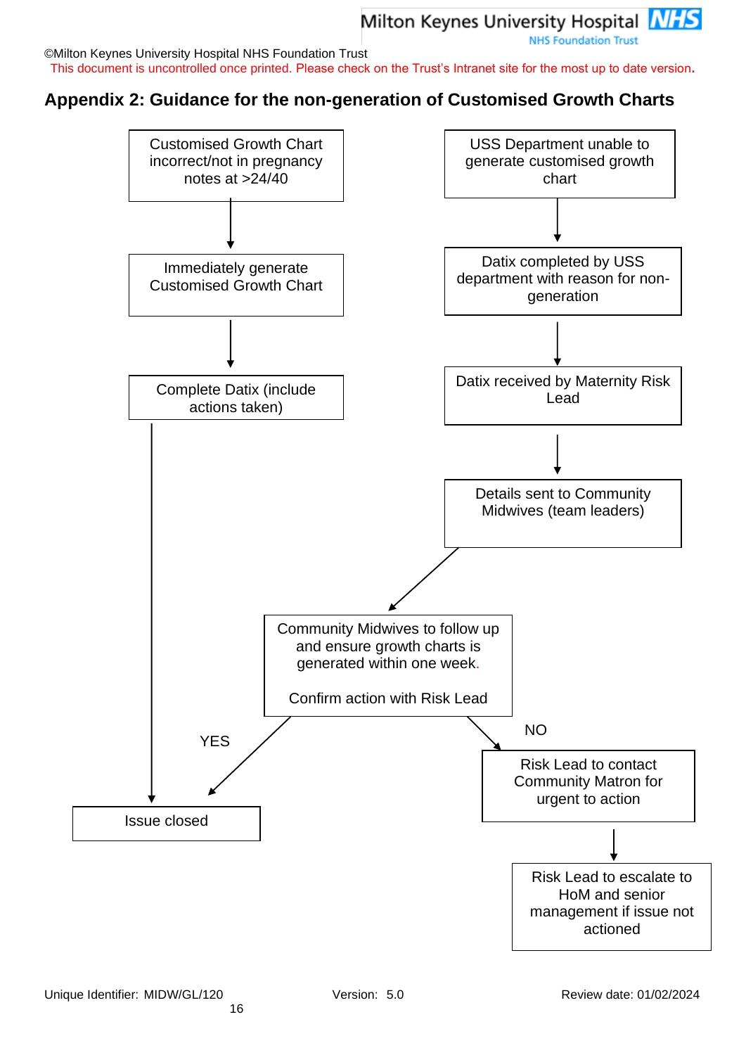©Milton Keynes University Hospital NHS Foundation Trust

This document is uncontrolled once printed. Please check on the Trust's Intranet site for the most up to date version.

## Appendix 2: Guidance for the non-generation of Customised Growth Charts

**Pathway A**

- Customised Growth Chart incorrect/not in pregnancy notes at >24/40
- → Immediately generate Customised Growth Chart
- → Complete Datix (include actions taken)
- → Issue closed

**Pathway B**

- USS Department unable to generate customised growth chart
- → Datix completed by USS department with reason for non-generation
- → Datix received by Maternity Risk Lead
- → Details sent to Community Midwives (team leaders)
- → Community Midwives to follow up and ensure growth charts is generated within one week.

  Confirm action with Risk Lead
  - YES → Issue closed
  - NO → Risk Lead to contact Community Matron for urgent to action
    - → Risk Lead to escalate to HoM and senior management if issue not actioned

Unique Identifier: MIDW/GL/120 | Version: 5.0 | Review date: 01/02/2024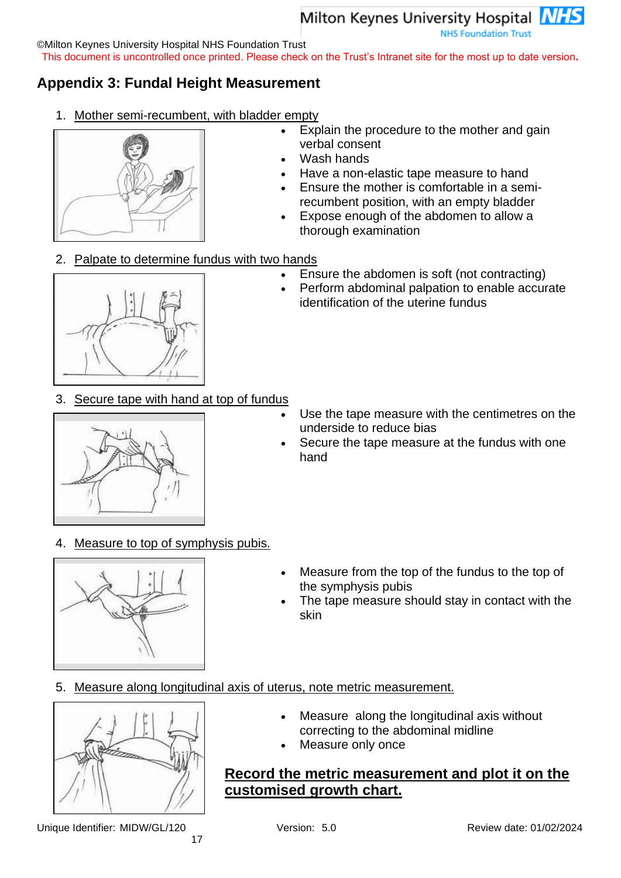# Appendix 3: Fundal Height Measurement

1. Mother semi-recumbent, with bladder empty
   - Explain the procedure to the mother and gain verbal consent
   - Wash hands
   - Have a non-elastic tape measure to hand
   - Ensure the mother is comfortable in a semi-recumbent position, with an empty bladder
   - Expose enough of the abdomen to allow a thorough examination

2. Palpate to determine fundus with two hands
   - Ensure the abdomen is soft (not contracting)
   - Perform abdominal palpation to enable accurate identification of the uterine fundus

3. Secure tape with hand at top of fundus
   - Use the tape measure with the centimetres on the underside to reduce bias
   - Secure the tape measure at the fundus with one hand

4. Measure to top of symphysis pubis.
   - Measure from the top of the fundus to the top of the symphysis pubis
   - The tape measure should stay in contact with the skin

5. Measure along longitudinal axis of uterus, note metric measurement.
   - Measure along the longitudinal axis without correcting to the abdominal midline
   - Measure only once

**Record the metric measurement and plot it on the customised growth chart.**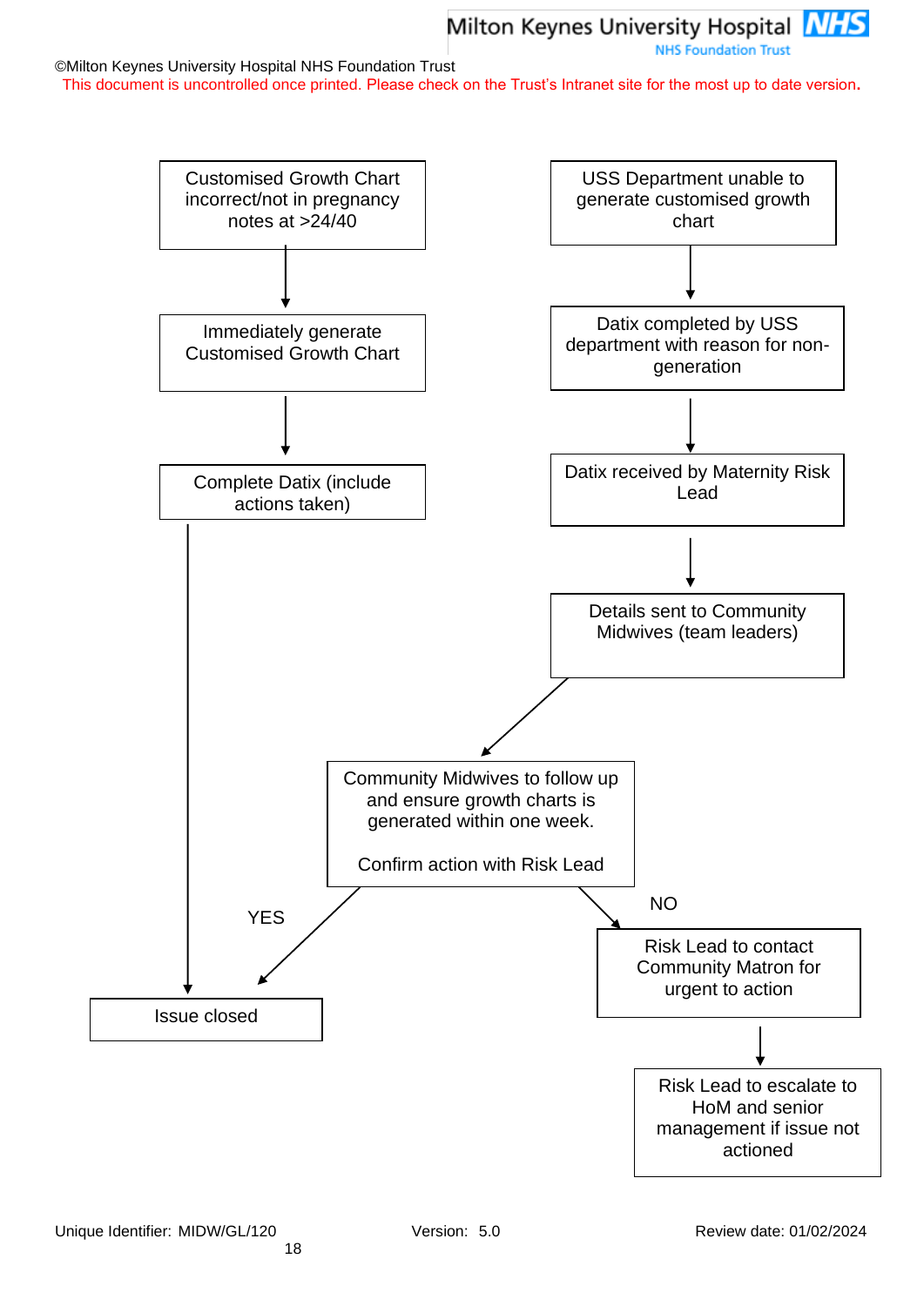Customised Growth Chart incorrect/not in pregnancy notes at >24/40

↓

Immediately generate Customised Growth Chart

↓

Complete Datix (include actions taken)

↓

Issue closed

USS Department unable to generate customised growth chart

↓

Datix completed by USS department with reason for non-generation

↓

Datix received by Maternity Risk Lead

↓

Details sent to Community Midwives (team leaders)

↓

Community Midwives to follow up and ensure growth charts is generated within one week.

Confirm action with Risk Lead

YES → Issue closed

NO → Risk Lead to contact Community Matron for urgent to action

↓

Risk Lead to escalate to HoM and senior management if issue not actioned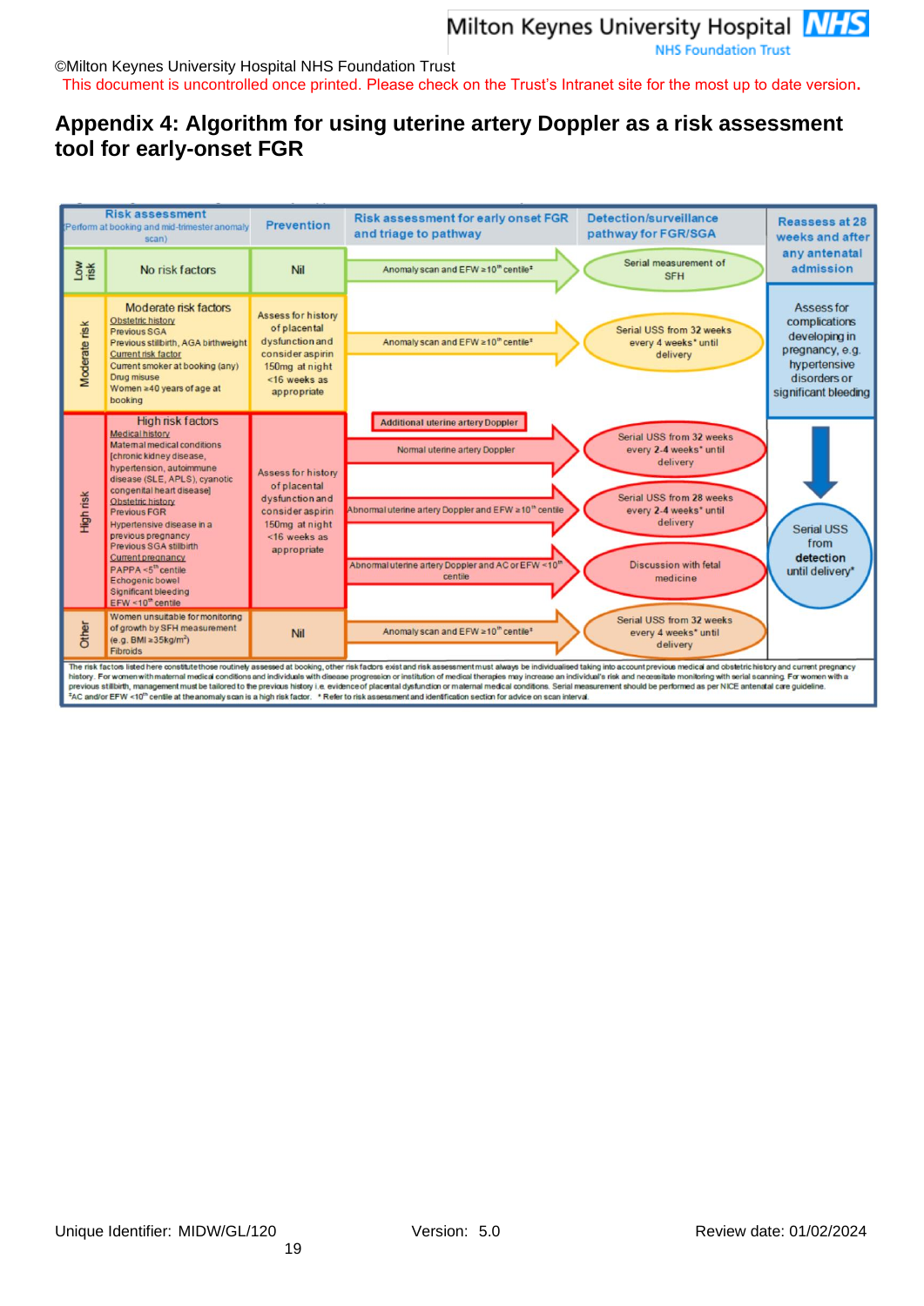©Milton Keynes University Hospital NHS Foundation Trust

This document is uncontrolled once printed. Please check on the Trust's Intranet site for the most up to date version.

## Appendix 4: Algorithm for using uterine artery Doppler as a risk assessment tool for early-onset FGR

| | Risk assessment (Perform at booking and mid-trimester anomaly scan) | Prevention | Risk assessment for early onset FGR and triage to pathway | Detection/surveillance pathway for FGR/SGA | Reassess at 28 weeks and after any antenatal admission |
|---|---|---|---|---|---|
| Low risk | No risk factors | Nil | Anomaly scan and EFW ≥10[th] centile[‡] | Serial measurement of SFH | |
| Moderate risk | Moderate risk factors<br>Obstetric history<br>Previous SGA<br>Previous stillbirth, AGA birthweight<br>Current risk factor<br>Current smoker at booking (any)<br>Drug misuse<br>Women ≥40 years of age at booking | Assess for history of placental dysfunction and consider aspirin 150mg at night <16 weeks as appropriate | Anomaly scan and EFW ≥10[th] centile[‡] | Serial USS from 32 weeks every 4 weeks* until delivery | Assess for complications developing in pregnancy, e.g. hypertensive disorders or significant bleeding |
| High risk | High risk factors<br>Medical history<br>Maternal medical conditions [chronic kidney disease, hypertension, autoimmune disease (SLE, APLS), cyanotic congenital heart disease]<br>Obstetric history<br>Previous FGR<br>Hypertensive disease in a previous pregnancy<br>Previous SGA stillbirth<br>Current pregnancy<br>PAPPA <5[th] centile<br>Echogenic bowel<br>Significant bleeding<br>EFW <10[th] centile | Assess for history of placental dysfunction and consider aspirin 150mg at night <16 weeks as appropriate | Additional uterine artery Doppler<br>Normal uterine artery Doppler | Serial USS from 32 weeks every 2-4 weeks* until delivery | ↓<br>Serial USS from detection until delivery* |
| | | | Abnormal uterine artery Doppler and EFW ≥10[th] centile | Serial USS from 28 weeks every 2-4 weeks* until delivery | |
| | | | Abnormal uterine artery Doppler and AC or EFW <10[th] centile | Discussion with fetal medicine | |
| Other | Women unsuitable for monitoring of growth by SFH measurement (e.g. BMI ≥35kg/m$^2$)<br>Fibroids | Nil | Anomaly scan and EFW ≥10[th] centile[‡] | Serial USS from 32 weeks every 4 weeks* until delivery | |

The risk factors listed here constitute those routinely assessed at booking, other risk factors exist and risk assessment must always be individualised taking into account previous medical and obstetric history and current pregnancy history. For women with maternal medical conditions and individuals with disease progression or institution of medical therapies may increase an individual's risk and necessitate monitoring with serial scanning. For women with a previous stillbirth, management must be tailored to the previous history i.e. evidence of placental dysfunction or maternal medical conditions. Serial measurement should be performed as per NICE antenatal care guideline.
‡AC and/or EFW <10[th] centile at the anomaly scan is a high risk factor. * Refer to risk assessment and identification section for advice on scan interval.

Unique Identifier: MIDW/GL/120 Version: 5.0 Review date: 01/02/2024